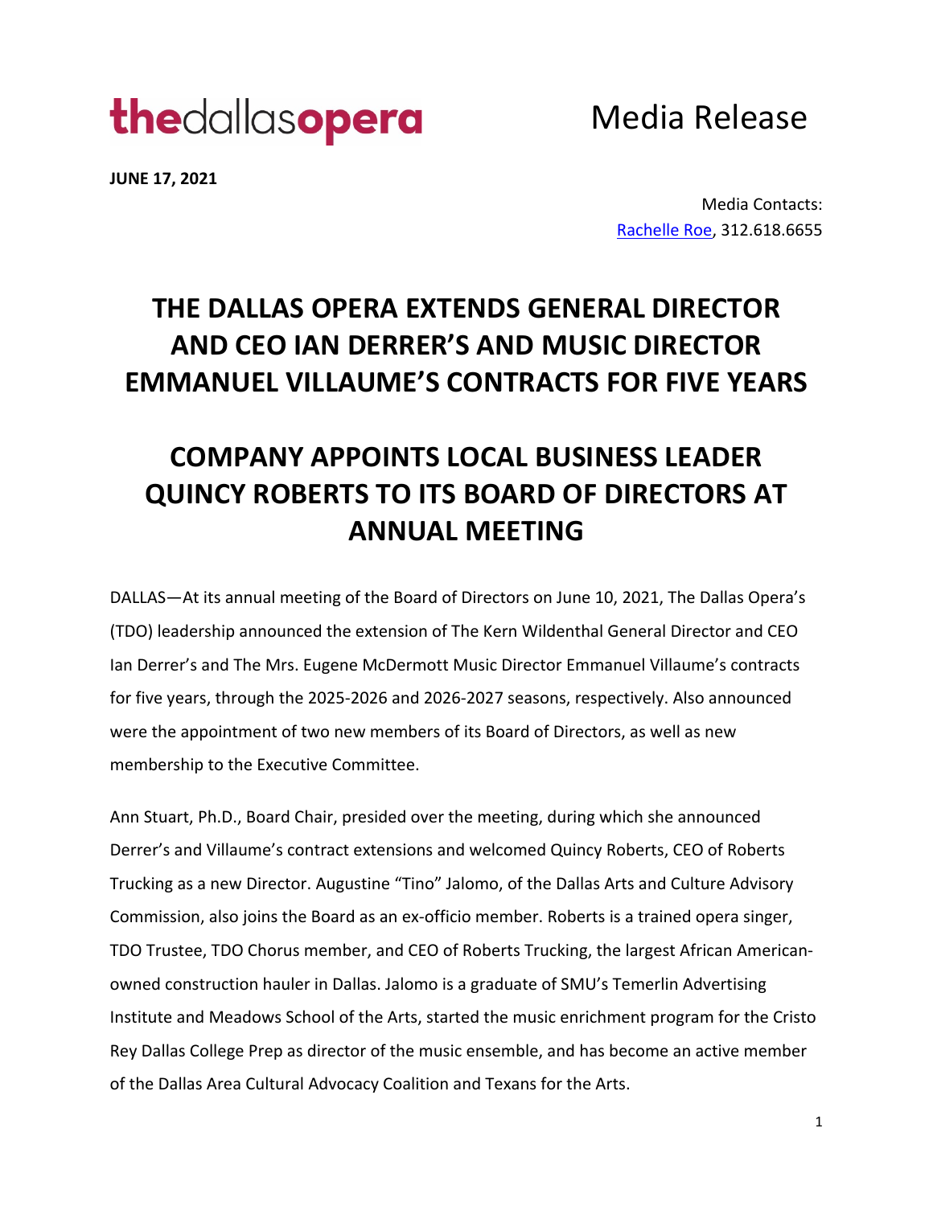**thedallasopera**

Media Release

**JUNE 17, 2021**

Media Contacts:
Rachelle Roe, 312.618.6655

# THE DALLAS OPERA EXTENDS GENERAL DIRECTOR AND CEO IAN DERRER'S AND MUSIC DIRECTOR EMMANUEL VILLAUME'S CONTRACTS FOR FIVE YEARS

# COMPANY APPOINTS LOCAL BUSINESS LEADER QUINCY ROBERTS TO ITS BOARD OF DIRECTORS AT ANNUAL MEETING

DALLAS—At its annual meeting of the Board of Directors on June 10, 2021, The Dallas Opera's (TDO) leadership announced the extension of The Kern Wildenthal General Director and CEO Ian Derrer's and The Mrs. Eugene McDermott Music Director Emmanuel Villaume's contracts for five years, through the 2025-2026 and 2026-2027 seasons, respectively. Also announced were the appointment of two new members of its Board of Directors, as well as new membership to the Executive Committee.

Ann Stuart, Ph.D., Board Chair, presided over the meeting, during which she announced Derrer's and Villaume's contract extensions and welcomed Quincy Roberts, CEO of Roberts Trucking as a new Director. Augustine "Tino" Jalomo, of the Dallas Arts and Culture Advisory Commission, also joins the Board as an ex-officio member. Roberts is a trained opera singer, TDO Trustee, TDO Chorus member, and CEO of Roberts Trucking, the largest African American-owned construction hauler in Dallas. Jalomo is a graduate of SMU's Temerlin Advertising Institute and Meadows School of the Arts, started the music enrichment program for the Cristo Rey Dallas College Prep as director of the music ensemble, and has become an active member of the Dallas Area Cultural Advocacy Coalition and Texans for the Arts.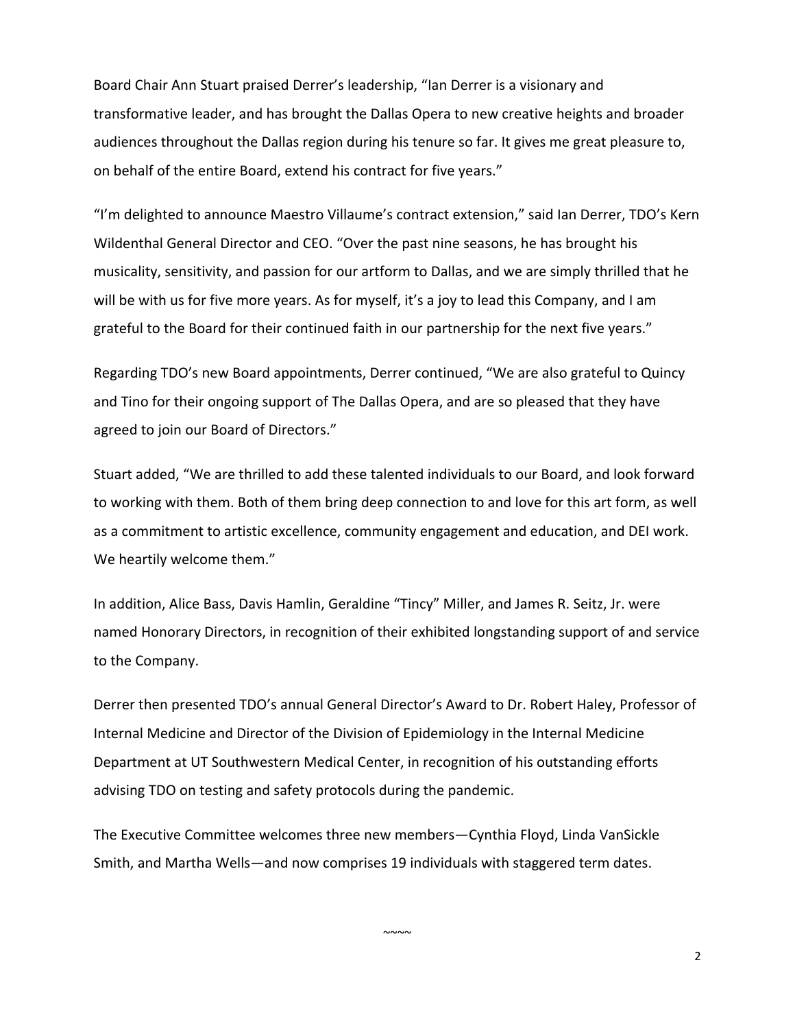Board Chair Ann Stuart praised Derrer's leadership, "Ian Derrer is a visionary and transformative leader, and has brought the Dallas Opera to new creative heights and broader audiences throughout the Dallas region during his tenure so far. It gives me great pleasure to, on behalf of the entire Board, extend his contract for five years."

"I'm delighted to announce Maestro Villaume's contract extension," said Ian Derrer, TDO's Kern Wildenthal General Director and CEO. "Over the past nine seasons, he has brought his musicality, sensitivity, and passion for our artform to Dallas, and we are simply thrilled that he will be with us for five more years. As for myself, it's a joy to lead this Company, and I am grateful to the Board for their continued faith in our partnership for the next five years."

Regarding TDO's new Board appointments, Derrer continued, "We are also grateful to Quincy and Tino for their ongoing support of The Dallas Opera, and are so pleased that they have agreed to join our Board of Directors."

Stuart added, "We are thrilled to add these talented individuals to our Board, and look forward to working with them. Both of them bring deep connection to and love for this art form, as well as a commitment to artistic excellence, community engagement and education, and DEI work. We heartily welcome them."

In addition, Alice Bass, Davis Hamlin, Geraldine "Tincy" Miller, and James R. Seitz, Jr. were named Honorary Directors, in recognition of their exhibited longstanding support of and service to the Company.

Derrer then presented TDO's annual General Director's Award to Dr. Robert Haley, Professor of Internal Medicine and Director of the Division of Epidemiology in the Internal Medicine Department at UT Southwestern Medical Center, in recognition of his outstanding efforts advising TDO on testing and safety protocols during the pandemic.

The Executive Committee welcomes three new members—Cynthia Floyd, Linda VanSickle Smith, and Martha Wells—and now comprises 19 individuals with staggered term dates.

~~~~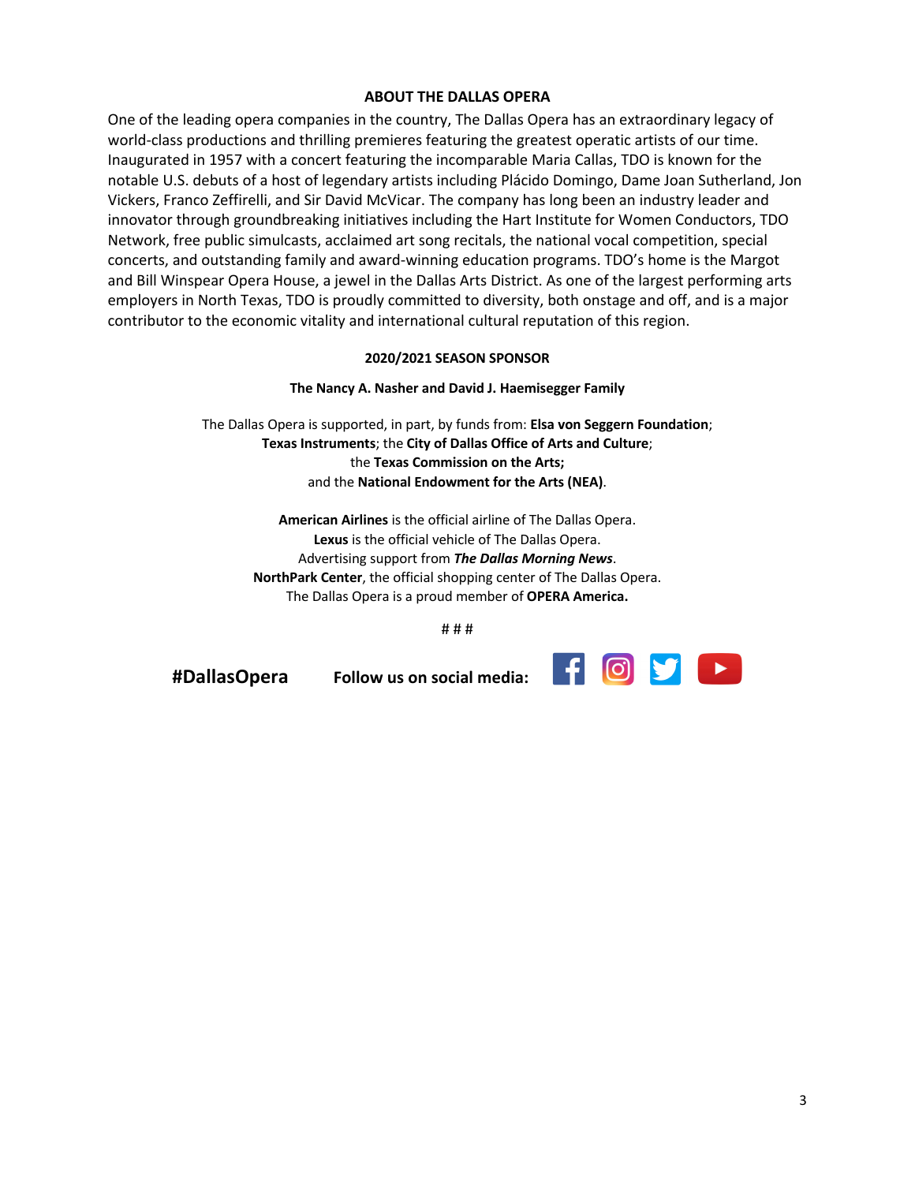**ABOUT THE DALLAS OPERA**

One of the leading opera companies in the country, The Dallas Opera has an extraordinary legacy of world-class productions and thrilling premieres featuring the greatest operatic artists of our time. Inaugurated in 1957 with a concert featuring the incomparable Maria Callas, TDO is known for the notable U.S. debuts of a host of legendary artists including Plácido Domingo, Dame Joan Sutherland, Jon Vickers, Franco Zeffirelli, and Sir David McVicar. The company has long been an industry leader and innovator through groundbreaking initiatives including the Hart Institute for Women Conductors, TDO Network, free public simulcasts, acclaimed art song recitals, the national vocal competition, special concerts, and outstanding family and award-winning education programs. TDO's home is the Margot and Bill Winspear Opera House, a jewel in the Dallas Arts District. As one of the largest performing arts employers in North Texas, TDO is proudly committed to diversity, both onstage and off, and is a major contributor to the economic vitality and international cultural reputation of this region.

**2020/2021 SEASON SPONSOR**

**The Nancy A. Nasher and David J. Haemisegger Family**

The Dallas Opera is supported, in part, by funds from: **Elsa von Seggern Foundation**; **Texas Instruments**; the **City of Dallas Office of Arts and Culture**; the **Texas Commission on the Arts;** and the **National Endowment for the Arts (NEA)**.

**American Airlines** is the official airline of The Dallas Opera.
**Lexus** is the official vehicle of The Dallas Opera.
Advertising support from ***The Dallas Morning News***.
**NorthPark Center**, the official shopping center of The Dallas Opera.
The Dallas Opera is a proud member of **OPERA America.**

# # #

**#DallasOpera** **Follow us on social media:**